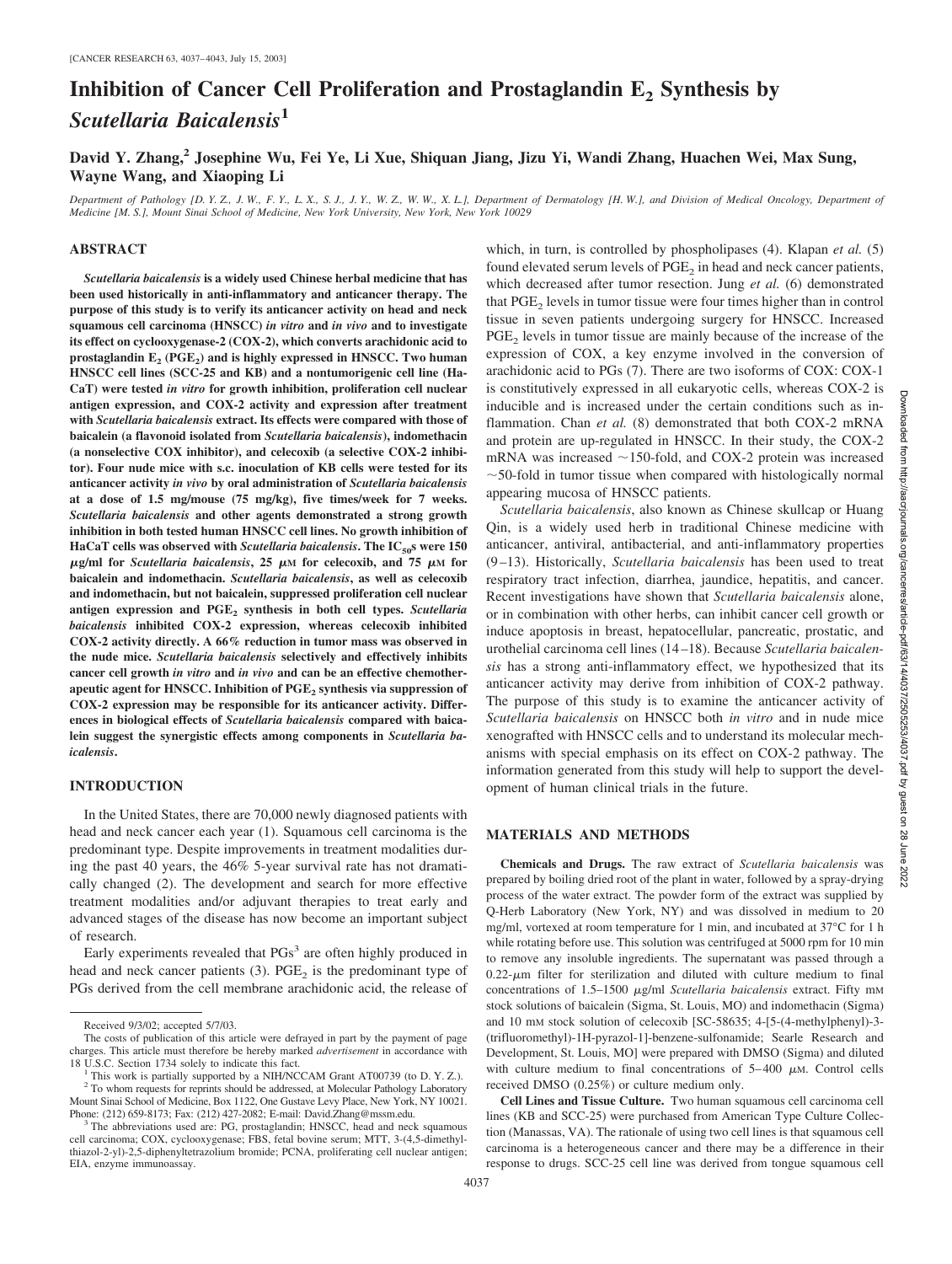# Inhibition of Cancer Cell Proliferation and Prostaglandin $E_2$ Synthesis by *Scutellaria Baicalensis*[1]

**David Y. Zhang,[2] Josephine Wu, Fei Ye, Li Xue, Shiquan Jiang, Jizu Yi, Wandi Zhang, Huachen Wei, Max Sung, Wayne Wang, and Xiaoping Li**

*Department of Pathology [D. Y. Z., J. W., F. Y., L. X., S. J., J. Y., W. Z., W. W., X. L.], Department of Dermatology [H. W.], and Division of Medical Oncology, Department of Medicine [M. S.], Mount Sinai School of Medicine, New York University, New York, New York 10029*

## ABSTRACT

***Scutellaria baicalensis*** **is a widely used Chinese herbal medicine that has been used historically in anti-inflammatory and anticancer therapy. The purpose of this study is to verify its anticancer activity on head and neck squamous cell carcinoma (HNSCC)** ***in vitro*** **and** ***in vivo*** **and to investigate its effect on cyclooxygenase-2 (COX-2), which converts arachidonic acid to prostaglandin $E_2$ ($PGE_2$) and is highly expressed in HNSCC. Two human HNSCC cell lines (SCC-25 and KB) and a nontumorigenic cell line (HaCaT) were tested** ***in vitro*** **for growth inhibition, proliferation cell nuclear antigen expression, and COX-2 activity and expression after treatment with** ***Scutellaria baicalensis*** **extract. Its effects were compared with those of baicalein (a flavonoid isolated from** ***Scutellaria baicalensis*****), indomethacin (a nonselective COX inhibitor), and celecoxib (a selective COX-2 inhibitor). Four nude mice with s.c. inoculation of KB cells were tested for its anticancer activity** ***in vivo*** **by oral administration of** ***Scutellaria baicalensis*** **at a dose of 1.5 mg/mouse (75 mg/kg), five times/week for 7 weeks.** ***Scutellaria baicalensis*** **and other agents demonstrated a strong growth inhibition in both tested human HNSCC cell lines. No growth inhibition of HaCaT cells was observed with** ***Scutellaria baicalensis*****. The $IC_{50}$s were 150 $\mu$g/ml for** ***Scutellaria baicalensis*****, 25 $\mu$M for celecoxib, and 75 $\mu$M for baicalein and indomethacin.** ***Scutellaria baicalensis*****, as well as celecoxib and indomethacin, but not baicalein, suppressed proliferation cell nuclear antigen expression and $PGE_2$ synthesis in both cell types.** ***Scutellaria baicalensis*** **inhibited COX-2 expression, whereas celecoxib inhibited COX-2 activity directly. A 66% reduction in tumor mass was observed in the nude mice.** ***Scutellaria baicalensis*** **selectively and effectively inhibits cancer cell growth** ***in vitro*** **and** ***in vivo*** **and can be an effective chemotherapeutic agent for HNSCC. Inhibition of $PGE_2$ synthesis via suppression of COX-2 expression may be responsible for its anticancer activity. Differences in biological effects of** ***Scutellaria baicalensis*** **compared with baicalein suggest the synergistic effects among components in** ***Scutellaria baicalensis*****.**

## INTRODUCTION

In the United States, there are 70,000 newly diagnosed patients with head and neck cancer each year (1). Squamous cell carcinoma is the predominant type. Despite improvements in treatment modalities during the past 40 years, the 46% 5-year survival rate has not dramatically changed (2). The development and search for more effective treatment modalities and/or adjuvant therapies to treat early and advanced stages of the disease has now become an important subject of research.

Early experiments revealed that PGs[3] are often highly produced in head and neck cancer patients (3). $PGE_2$ is the predominant type of PGs derived from the cell membrane arachidonic acid, the release of which, in turn, is controlled by phospholipases (4). Klapan *et al.* (5) found elevated serum levels of $PGE_2$ in head and neck cancer patients, which decreased after tumor resection. Jung *et al.* (6) demonstrated that $PGE_2$ levels in tumor tissue were four times higher than in control tissue in seven patients undergoing surgery for HNSCC. Increased $PGE_2$ levels in tumor tissue are mainly because of the increase of the expression of COX, a key enzyme involved in the conversion of arachidonic acid to PGs (7). There are two isoforms of COX: COX-1 is constitutively expressed in all eukaryotic cells, whereas COX-2 is inducible and is increased under the certain conditions such as inflammation. Chan *et al.* (8) demonstrated that both COX-2 mRNA and protein are up-regulated in HNSCC. In their study, the COX-2 mRNA was increased ~150-fold, and COX-2 protein was increased ~50-fold in tumor tissue when compared with histologically normal appearing mucosa of HNSCC patients.

*Scutellaria baicalensis*, also known as Chinese skullcap or Huang Qin, is a widely used herb in traditional Chinese medicine with anticancer, antiviral, antibacterial, and anti-inflammatory properties (9–13). Historically, *Scutellaria baicalensis* has been used to treat respiratory tract infection, diarrhea, jaundice, hepatitis, and cancer. Recent investigations have shown that *Scutellaria baicalensis* alone, or in combination with other herbs, can inhibit cancer cell growth or induce apoptosis in breast, hepatocellular, pancreatic, prostatic, and urothelial carcinoma cell lines (14–18). Because *Scutellaria baicalensis* has a strong anti-inflammatory effect, we hypothesized that its anticancer activity may derive from inhibition of COX-2 pathway. The purpose of this study is to examine the anticancer activity of *Scutellaria baicalensis* on HNSCC both *in vitro* and in nude mice xenografted with HNSCC cells and to understand its molecular mechanisms with special emphasis on its effect on COX-2 pathway. The information generated from this study will help to support the development of human clinical trials in the future.

## MATERIALS AND METHODS

**Chemicals and Drugs.** The raw extract of *Scutellaria baicalensis* was prepared by boiling dried root of the plant in water, followed by a spray-drying process of the water extract. The powder form of the extract was supplied by Q-Herb Laboratory (New York, NY) and was dissolved in medium to 20 mg/ml, vortexed at room temperature for 1 min, and incubated at 37°C for 1 h while rotating before use. This solution was centrifuged at 5000 rpm for 10 min to remove any insoluble ingredients. The supernatant was passed through a 0.22-$\mu$m filter for sterilization and diluted with culture medium to final concentrations of 1.5–1500 $\mu$g/ml *Scutellaria baicalensis* extract. Fifty mM stock solutions of baicalein (Sigma, St. Louis, MO) and indomethacin (Sigma) and 10 mM stock solution of celecoxib [SC-58635; 4-[5-(4-methylphenyl)-3-(trifluoromethyl)-1H-pyrazol-1]-benzene-sulfonamide; Searle Research and Development, St. Louis, MO] were prepared with DMSO (Sigma) and diluted with culture medium to final concentrations of 5–400 $\mu$M. Control cells received DMSO (0.25%) or culture medium only.

**Cell Lines and Tissue Culture.** Two human squamous cell carcinoma cell lines (KB and SCC-25) were purchased from American Type Culture Collection (Manassas, VA). The rationale of using two cell lines is that squamous cell carcinoma is a heterogeneous cancer and there may be a difference in their response to drugs. SCC-25 cell line was derived from tongue squamous cell

---

Received 9/3/02; accepted 5/7/03.

The costs of publication of this article were defrayed in part by the payment of page charges. This article must therefore be hereby marked *advertisement* in accordance with 18 U.S.C. Section 1734 solely to indicate this fact.

[1] This work is partially supported by a NIH/NCCAM Grant AT00739 (to D. Y. Z.).

[2] To whom requests for reprints should be addressed, at Molecular Pathology Laboratory Mount Sinai School of Medicine, Box 1122, One Gustave Levy Place, New York, NY 10021. Phone: (212) 659-8173; Fax: (212) 427-2082; E-mail: David.Zhang@mssm.edu.

[3] The abbreviations used are: PG, prostaglandin; HNSCC, head and neck squamous cell carcinoma; COX, cyclooxygenase; FBS, fetal bovine serum; MTT, 3-(4,5-dimethylthiazol-2-yl)-2,5-diphenyltetrazolium bromide; PCNA, proliferating cell nuclear antigen; EIA, enzyme immunoassay.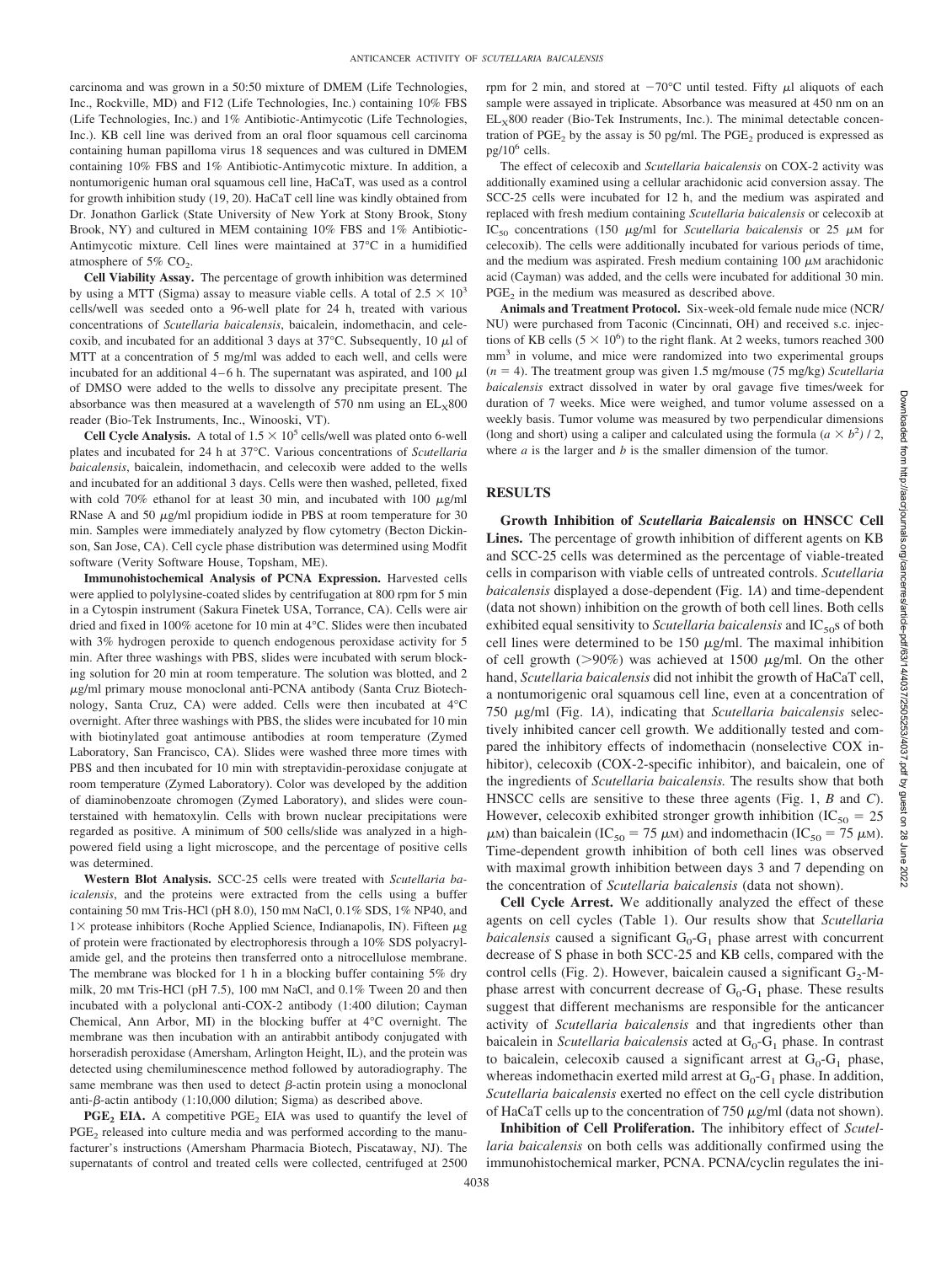carcinoma and was grown in a 50:50 mixture of DMEM (Life Technologies, Inc., Rockville, MD) and F12 (Life Technologies, Inc.) containing 10% FBS (Life Technologies, Inc.) and 1% Antibiotic-Antimycotic (Life Technologies, Inc.). KB cell line was derived from an oral floor squamous cell carcinoma containing human papilloma virus 18 sequences and was cultured in DMEM containing 10% FBS and 1% Antibiotic-Antimycotic mixture. In addition, a nontumorigenic human oral squamous cell line, HaCaT, was used as a control for growth inhibition study (19, 20). HaCaT cell line was kindly obtained from Dr. Jonathon Garlick (State University of New York at Stony Brook, Stony Brook, NY) and cultured in MEM containing 10% FBS and 1% Antibiotic-Antimycotic mixture. Cell lines were maintained at 37°C in a humidified atmosphere of 5% $CO_2$.

**Cell Viability Assay.** The percentage of growth inhibition was determined by using a MTT (Sigma) assay to measure viable cells. A total of $2.5 \times 10^3$ cells/well was seeded onto a 96-well plate for 24 h, treated with various concentrations of *Scutellaria baicalensis*, baicalein, indomethacin, and celecoxib, and incubated for an additional 3 days at 37°C. Subsequently, 10 μl of MTT at a concentration of 5 mg/ml was added to each well, and cells were incubated for an additional 4–6 h. The supernatant was aspirated, and 100 μl of DMSO were added to the wells to dissolve any precipitate present. The absorbance was then measured at a wavelength of 570 nm using an $EL_X800$ reader (Bio-Tek Instruments, Inc., Winooski, VT).

**Cell Cycle Analysis.** A total of $1.5 \times 10^5$ cells/well was plated onto 6-well plates and incubated for 24 h at 37°C. Various concentrations of *Scutellaria baicalensis*, baicalein, indomethacin, and celecoxib were added to the wells and incubated for an additional 3 days. Cells were then washed, pelleted, fixed with cold 70% ethanol for at least 30 min, and incubated with 100 μg/ml RNase A and 50 μg/ml propidium iodide in PBS at room temperature for 30 min. Samples were immediately analyzed by flow cytometry (Becton Dickinson, San Jose, CA). Cell cycle phase distribution was determined using Modfit software (Verity Software House, Topsham, ME).

**Immunohistochemical Analysis of PCNA Expression.** Harvested cells were applied to polylysine-coated slides by centrifugation at 800 rpm for 5 min in a Cytospin instrument (Sakura Finetek USA, Torrance, CA). Cells were air dried and fixed in 100% acetone for 10 min at 4°C. Slides were then incubated with 3% hydrogen peroxide to quench endogenous peroxidase activity for 5 min. After three washings with PBS, slides were incubated with serum blocking solution for 20 min at room temperature. The solution was blotted, and 2 μg/ml primary mouse monoclonal anti-PCNA antibody (Santa Cruz Biotechnology, Santa Cruz, CA) were added. Cells were then incubated at 4°C overnight. After three washings with PBS, the slides were incubated for 10 min with biotinylated goat antimouse antibodies at room temperature (Zymed Laboratory, San Francisco, CA). Slides were washed three more times with PBS and then incubated for 10 min with streptavidin-peroxidase conjugate at room temperature (Zymed Laboratory). Color was developed by the addition of diaminobenzoate chromogen (Zymed Laboratory), and slides were counterstained with hematoxylin. Cells with brown nuclear precipitations were regarded as positive. A minimum of 500 cells/slide was analyzed in a high-powered field using a light microscope, and the percentage of positive cells was determined.

**Western Blot Analysis.** SCC-25 cells were treated with *Scutellaria baicalensis*, and the proteins were extracted from the cells using a buffer containing 50 mM Tris-HCl (pH 8.0), 150 mM NaCl, 0.1% SDS, 1% NP40, and 1× protease inhibitors (Roche Applied Science, Indianapolis, IN). Fifteen μg of protein were fractionated by electrophoresis through a 10% SDS polyacrylamide gel, and the proteins then transferred onto a nitrocellulose membrane. The membrane was blocked for 1 h in a blocking buffer containing 5% dry milk, 20 mM Tris-HCl (pH 7.5), 100 mM NaCl, and 0.1% Tween 20 and then incubated with a polyclonal anti-COX-2 antibody (1:400 dilution; Cayman Chemical, Ann Arbor, MI) in the blocking buffer at 4°C overnight. The membrane was then incubation with an antirabbit antibody conjugated with horseradish peroxidase (Amersham, Arlington Height, IL), and the protein was detected using chemiluminescence method followed by autoradiography. The same membrane was then used to detect β-actin protein using a monoclonal anti-β-actin antibody (1:10,000 dilution; Sigma) as described above.

**$PGE_2$ EIA.** A competitive $PGE_2$ EIA was used to quantify the level of $PGE_2$ released into culture media and was performed according to the manufacturer's instructions (Amersham Pharmacia Biotech, Piscataway, NJ). The supernatants of control and treated cells were collected, centrifuged at 2500 rpm for 2 min, and stored at −70°C until tested. Fifty μl aliquots of each sample were assayed in triplicate. Absorbance was measured at 450 nm on an $EL_X800$ reader (Bio-Tek Instruments, Inc.). The minimal detectable concentration of $PGE_2$ by the assay is 50 pg/ml. The $PGE_2$ produced is expressed as pg/$10^6$ cells.

The effect of celecoxib and *Scutellaria baicalensis* on COX-2 activity was additionally examined using a cellular arachidonic acid conversion assay. The SCC-25 cells were incubated for 12 h, and the medium was aspirated and replaced with fresh medium containing *Scutellaria baicalensis* or celecoxib at $IC_{50}$ concentrations (150 μg/ml for *Scutellaria baicalensis* or 25 μM for celecoxib). The cells were additionally incubated for various periods of time, and the medium was aspirated. Fresh medium containing 100 μM arachidonic acid (Cayman) was added, and the cells were incubated for additional 30 min. $PGE_2$ in the medium was measured as described above.

**Animals and Treatment Protocol.** Six-week-old female nude mice (NCR/NU) were purchased from Taconic (Cincinnati, OH) and received s.c. injections of KB cells ($5 \times 10^6$) to the right flank. At 2 weeks, tumors reached 300 $mm^3$ in volume, and mice were randomized into two experimental groups ($n = 4$). The treatment group was given 1.5 mg/mouse (75 mg/kg) *Scutellaria baicalensis* extract dissolved in water by oral gavage five times/week for duration of 7 weeks. Mice were weighed, and tumor volume assessed on a weekly basis. Tumor volume was measured by two perpendicular dimensions (long and short) using a caliper and calculated using the formula $(a \times b^2) / 2$, where $a$ is the larger and $b$ is the smaller dimension of the tumor.

## RESULTS

**Growth Inhibition of *Scutellaria Baicalensis* on HNSCC Cell Lines.** The percentage of growth inhibition of different agents on KB and SCC-25 cells was determined as the percentage of viable-treated cells in comparison with viable cells of untreated controls. *Scutellaria baicalensis* displayed a dose-dependent (Fig. 1*A*) and time-dependent (data not shown) inhibition on the growth of both cell lines. Both cells exhibited equal sensitivity to *Scutellaria baicalensis* and $IC_{50}$s of both cell lines were determined to be 150 μg/ml. The maximal inhibition of cell growth (>90%) was achieved at 1500 μg/ml. On the other hand, *Scutellaria baicalensis* did not inhibit the growth of HaCaT cell, a nontumorigenic oral squamous cell line, even at a concentration of 750 μg/ml (Fig. 1*A*), indicating that *Scutellaria baicalensis* selectively inhibited cancer cell growth. We additionally tested and compared the inhibitory effects of indomethacin (nonselective COX inhibitor), celecoxib (COX-2-specific inhibitor), and baicalein, one of the ingredients of *Scutellaria baicalensis.* The results show that both HNSCC cells are sensitive to these three agents (Fig. 1, *B* and *C*). However, celecoxib exhibited stronger growth inhibition ($IC_{50}$ = 25 μM) than baicalein ($IC_{50}$ = 75 μM) and indomethacin ($IC_{50}$ = 75 μM). Time-dependent growth inhibition of both cell lines was observed with maximal growth inhibition between days 3 and 7 depending on the concentration of *Scutellaria baicalensis* (data not shown).

**Cell Cycle Arrest.** We additionally analyzed the effect of these agents on cell cycles (Table 1). Our results show that *Scutellaria baicalensis* caused a significant $G_0$-$G_1$ phase arrest with concurrent decrease of S phase in both SCC-25 and KB cells, compared with the control cells (Fig. 2). However, baicalein caused a significant $G_2$-M-phase arrest with concurrent decrease of $G_0$-$G_1$ phase. These results suggest that different mechanisms are responsible for the anticancer activity of *Scutellaria baicalensis* and that ingredients other than baicalein in *Scutellaria baicalensis* acted at $G_0$-$G_1$ phase. In contrast to baicalein, celecoxib caused a significant arrest at $G_0$-$G_1$ phase, whereas indomethacin exerted mild arrest at $G_0$-$G_1$ phase. In addition, *Scutellaria baicalensis* exerted no effect on the cell cycle distribution of HaCaT cells up to the concentration of 750 μg/ml (data not shown).

**Inhibition of Cell Proliferation.** The inhibitory effect of *Scutellaria baicalensis* on both cells was additionally confirmed using the immunohistochemical marker, PCNA. PCNA/cyclin regulates the ini-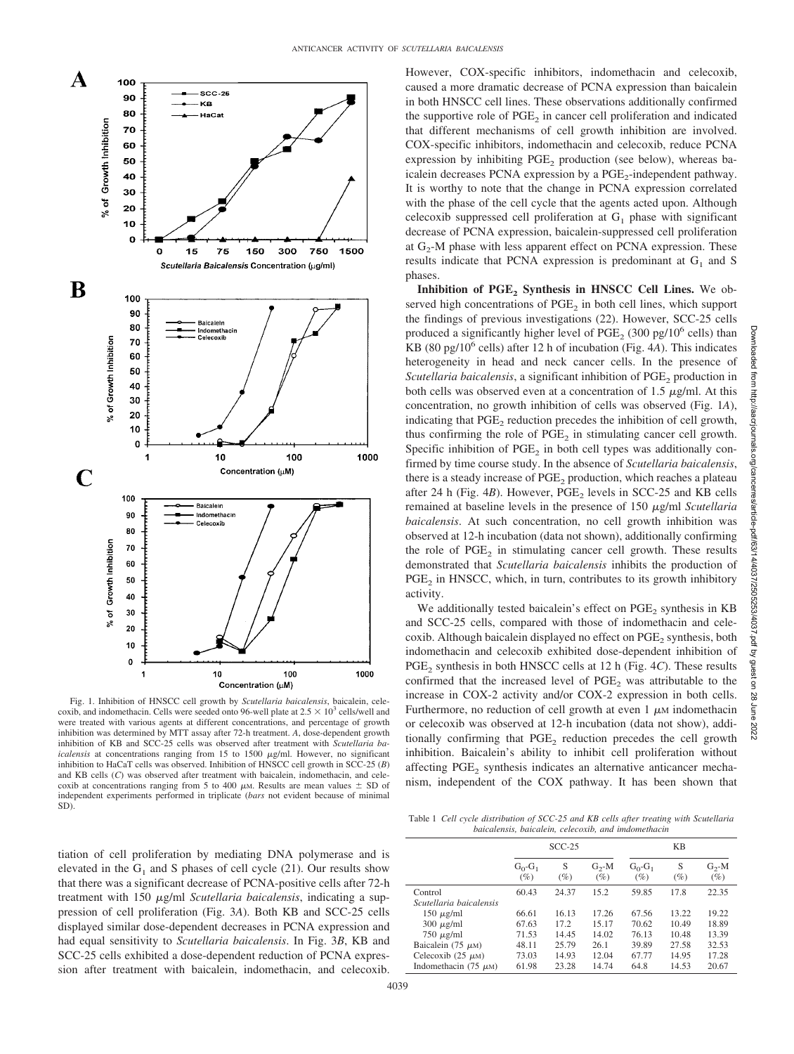Fig. 1. Inhibition of HNSCC cell growth by *Scutellaria baicalensis*, baicalein, celecoxib, and indomethacin. Cells were seeded onto 96-well plate at $2.5 \times 10^3$ cells/well and were treated with various agents at different concentrations, and percentage of growth inhibition was determined by MTT assay after 72-h treatment. *A*, dose-dependent growth inhibition of KB and SCC-25 cells was observed after treatment with *Scutellaria baicalensis* at concentrations ranging from 15 to 1500 μg/ml. However, no significant inhibition to HaCaT cells was observed. Inhibition of HNSCC cell growth in SCC-25 (*B*) and KB cells (*C*) was observed after treatment with baicalein, indomethacin, and celecoxib at concentrations ranging from 5 to 400 μM. Results are mean values ± SD of independent experiments performed in triplicate (*bars* not evident because of minimal SD).

tiation of cell proliferation by mediating DNA polymerase and is elevated in the $G_1$ and S phases of cell cycle (21). Our results show that there was a significant decrease of PCNA-positive cells after 72-h treatment with 150 μg/ml *Scutellaria baicalensis*, indicating a suppression of cell proliferation (Fig. 3*A*). Both KB and SCC-25 cells displayed similar dose-dependent decreases in PCNA expression and had equal sensitivity to *Scutellaria baicalensis*. In Fig. 3*B*, KB and SCC-25 cells exhibited a dose-dependent reduction of PCNA expression after treatment with baicalein, indomethacin, and celecoxib. However, COX-specific inhibitors, indomethacin and celecoxib, caused a more dramatic decrease of PCNA expression than baicalein in both HNSCC cell lines. These observations additionally confirmed the supportive role of $PGE_2$ in cancer cell proliferation and indicated that different mechanisms of cell growth inhibition are involved. COX-specific inhibitors, indomethacin and celecoxib, reduce PCNA expression by inhibiting $PGE_2$ production (see below), whereas baicalein decreases PCNA expression by a $PGE_2$-independent pathway. It is worthy to note that the change in PCNA expression correlated with the phase of the cell cycle that the agents acted upon. Although celecoxib suppressed cell proliferation at $G_1$ phase with significant decrease of PCNA expression, baicalein-suppressed cell proliferation at $G_2$-M phase with less apparent effect on PCNA expression. These results indicate that PCNA expression is predominant at $G_1$ and S phases.

**Inhibition of $PGE_2$ Synthesis in HNSCC Cell Lines.** We observed high concentrations of $PGE_2$ in both cell lines, which support the findings of previous investigations (22). However, SCC-25 cells produced a significantly higher level of $PGE_2$ (300 pg/$10^6$ cells) than KB (80 pg/$10^6$ cells) after 12 h of incubation (Fig. 4*A*). This indicates heterogeneity in head and neck cancer cells. In the presence of *Scutellaria baicalensis*, a significant inhibition of $PGE_2$ production in both cells was observed even at a concentration of 1.5 μg/ml. At this concentration, no growth inhibition of cells was observed (Fig. 1*A*), indicating that $PGE_2$ reduction precedes the inhibition of cell growth, thus confirming the role of $PGE_2$ in stimulating cancer cell growth. Specific inhibition of $PGE_2$ in both cell types was additionally confirmed by time course study. In the absence of *Scutellaria baicalensis*, there is a steady increase of $PGE_2$ production, which reaches a plateau after 24 h (Fig. 4*B*). However, $PGE_2$ levels in SCC-25 and KB cells remained at baseline levels in the presence of 150 μg/ml *Scutellaria baicalensis*. At such concentration, no cell growth inhibition was observed at 12-h incubation (data not shown), additionally confirming the role of $PGE_2$ in stimulating cancer cell growth. These results demonstrated that *Scutellaria baicalensis* inhibits the production of $PGE_2$ in HNSCC, which, in turn, contributes to its growth inhibitory activity.

We additionally tested baicalein's effect on $PGE_2$ synthesis in KB and SCC-25 cells, compared with those of indomethacin and celecoxib. Although baicalein displayed no effect on $PGE_2$ synthesis, both indomethacin and celecoxib exhibited dose-dependent inhibition of $PGE_2$ synthesis in both HNSCC cells at 12 h (Fig. 4*C*). These results confirmed that the increased level of $PGE_2$ was attributable to the increase in COX-2 activity and/or COX-2 expression in both cells. Furthermore, no reduction of cell growth at even 1 μM indomethacin or celecoxib was observed at 12-h incubation (data not show), additionally confirming that $PGE_2$ reduction precedes the cell growth inhibition. Baicalein's ability to inhibit cell proliferation without affecting $PGE_2$ synthesis indicates an alternative anticancer mechanism, independent of the COX pathway. It has been shown that

Table 1 *Cell cycle distribution of SCC-25 and KB cells after treating with Scutellaria baicalensis, baicalein, celecoxib, and imdomethacin*

| | SCC-25 | | | KB | | |
|---|---|---|---|---|---|---|
| | $G_0$-$G_1$ (%) | S (%) | $G_2$-M (%) | $G_0$-$G_1$ (%) | S (%) | $G_2$-M (%) |
| Control | 60.43 | 24.37 | 15.2 | 59.85 | 17.8 | 22.35 |
| *Scutellaria baicalensis* | | | | | | |
| 150 μg/ml | 66.61 | 16.13 | 17.26 | 67.56 | 13.22 | 19.22 |
| 300 μg/ml | 67.63 | 17.2 | 15.17 | 70.62 | 10.49 | 18.89 |
| 750 μg/ml | 71.53 | 14.45 | 14.02 | 76.13 | 10.48 | 13.39 |
| Baicalein (75 μM) | 48.11 | 25.79 | 26.1 | 39.89 | 27.58 | 32.53 |
| Celecoxib (25 μM) | 73.03 | 14.93 | 12.04 | 67.77 | 14.95 | 17.28 |
| Indomethacin (75 μM) | 61.98 | 23.28 | 14.74 | 64.8 | 14.53 | 20.67 |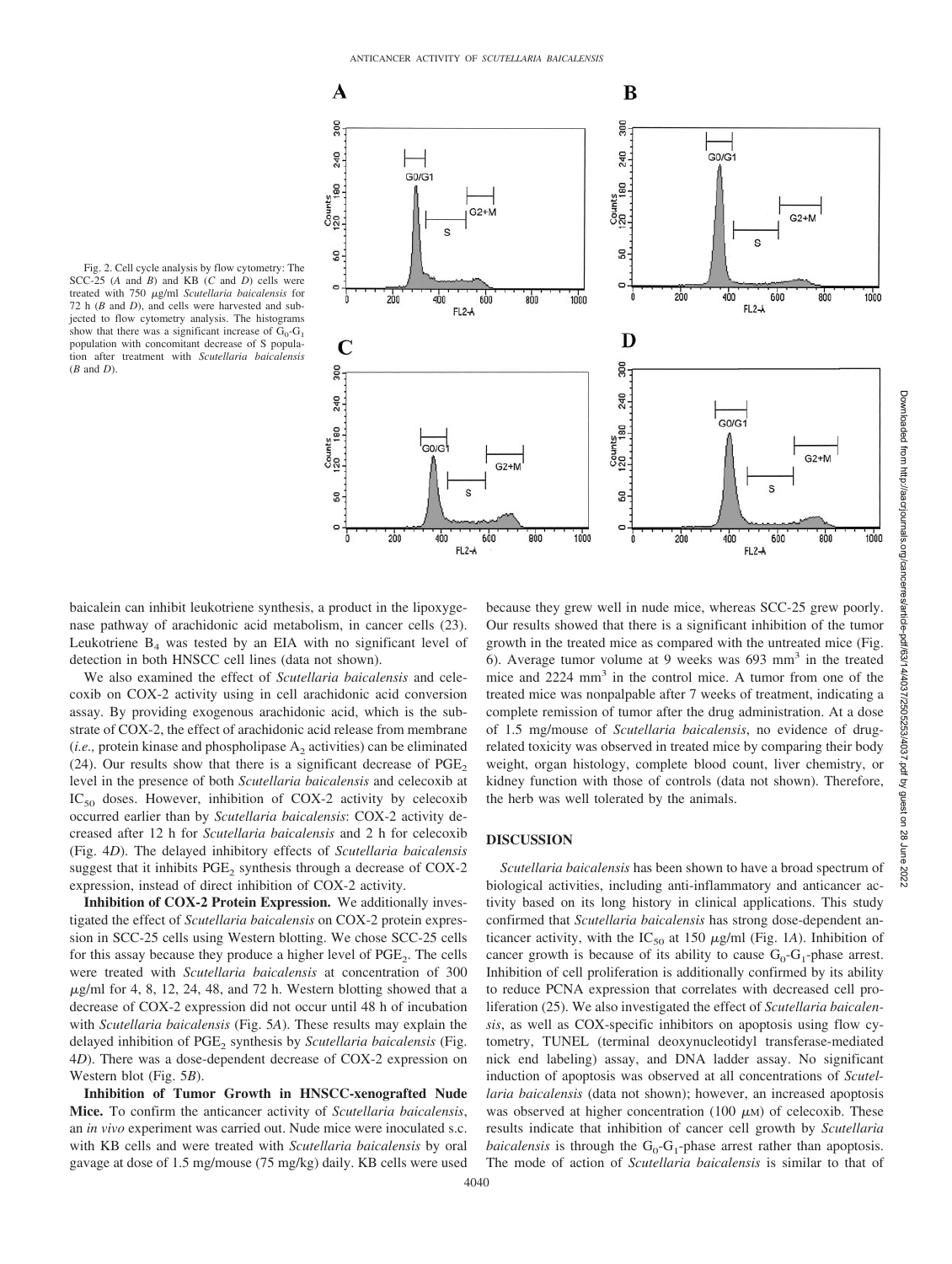Fig. 2. Cell cycle analysis by flow cytometry: The SCC-25 (*A* and *B*) and KB (*C* and *D*) cells were treated with 750 μg/ml *Scutellaria baicalensis* for 72 h (*B* and *D*), and cells were harvested and subjected to flow cytometry analysis. The histograms show that there was a significant increase of $G_0$-$G_1$ population with concomitant decrease of S population after treatment with *Scutellaria baicalensis* (*B* and *D*).

baicalein can inhibit leukotriene synthesis, a product in the lipoxygenase pathway of arachidonic acid metabolism, in cancer cells (23). Leukotriene $B_4$ was tested by an EIA with no significant level of detection in both HNSCC cell lines (data not shown).

We also examined the effect of *Scutellaria baicalensis* and celecoxib on COX-2 activity using in cell arachidonic acid conversion assay. By providing exogenous arachidonic acid, which is the substrate of COX-2, the effect of arachidonic acid release from membrane (*i.e.,* protein kinase and phospholipase $A_2$ activities) can be eliminated (24). Our results show that there is a significant decrease of $PGE_2$ level in the presence of both *Scutellaria baicalensis* and celecoxib at $IC_{50}$ doses. However, inhibition of COX-2 activity by celecoxib occurred earlier than by *Scutellaria baicalensis*: COX-2 activity decreased after 12 h for *Scutellaria baicalensis* and 2 h for celecoxib (Fig. 4*D*). The delayed inhibitory effects of *Scutellaria baicalensis* suggest that it inhibits $PGE_2$ synthesis through a decrease of COX-2 expression, instead of direct inhibition of COX-2 activity.

**Inhibition of COX-2 Protein Expression.** We additionally investigated the effect of *Scutellaria baicalensis* on COX-2 protein expression in SCC-25 cells using Western blotting. We chose SCC-25 cells for this assay because they produce a higher level of $PGE_2$. The cells were treated with *Scutellaria baicalensis* at concentration of 300 μg/ml for 4, 8, 12, 24, 48, and 72 h. Western blotting showed that a decrease of COX-2 expression did not occur until 48 h of incubation with *Scutellaria baicalensis* (Fig. 5*A*). These results may explain the delayed inhibition of $PGE_2$ synthesis by *Scutellaria baicalensis* (Fig. 4*D*). There was a dose-dependent decrease of COX-2 expression on Western blot (Fig. 5*B*).

**Inhibition of Tumor Growth in HNSCC-xenografted Nude Mice.** To confirm the anticancer activity of *Scutellaria baicalensis*, an *in vivo* experiment was carried out. Nude mice were inoculated s.c. with KB cells and were treated with *Scutellaria baicalensis* by oral gavage at dose of 1.5 mg/mouse (75 mg/kg) daily. KB cells were used because they grew well in nude mice, whereas SCC-25 grew poorly. Our results showed that there is a significant inhibition of the tumor growth in the treated mice as compared with the untreated mice (Fig. 6). Average tumor volume at 9 weeks was 693 $mm^3$ in the treated mice and 2224 $mm^3$ in the control mice. A tumor from one of the treated mice was nonpalpable after 7 weeks of treatment, indicating a complete remission of tumor after the drug administration. At a dose of 1.5 mg/mouse of *Scutellaria baicalensis*, no evidence of drug-related toxicity was observed in treated mice by comparing their body weight, organ histology, complete blood count, liver chemistry, or kidney function with those of controls (data not shown). Therefore, the herb was well tolerated by the animals.

## DISCUSSION

*Scutellaria baicalensis* has been shown to have a broad spectrum of biological activities, including anti-inflammatory and anticancer activity based on its long history in clinical applications. This study confirmed that *Scutellaria baicalensis* has strong dose-dependent anticancer activity, with the $IC_{50}$ at 150 μg/ml (Fig. 1*A*). Inhibition of cancer growth is because of its ability to cause $G_0$-$G_1$-phase arrest. Inhibition of cell proliferation is additionally confirmed by its ability to reduce PCNA expression that correlates with decreased cell proliferation (25). We also investigated the effect of *Scutellaria baicalensis*, as well as COX-specific inhibitors on apoptosis using flow cytometry, TUNEL (terminal deoxynucleotidyl transferase-mediated nick end labeling) assay, and DNA ladder assay. No significant induction of apoptosis was observed at all concentrations of *Scutellaria baicalensis* (data not shown); however, an increased apoptosis was observed at higher concentration (100 μM) of celecoxib. These results indicate that inhibition of cancer cell growth by *Scutellaria baicalensis* is through the $G_0$-$G_1$-phase arrest rather than apoptosis. The mode of action of *Scutellaria baicalensis* is similar to that of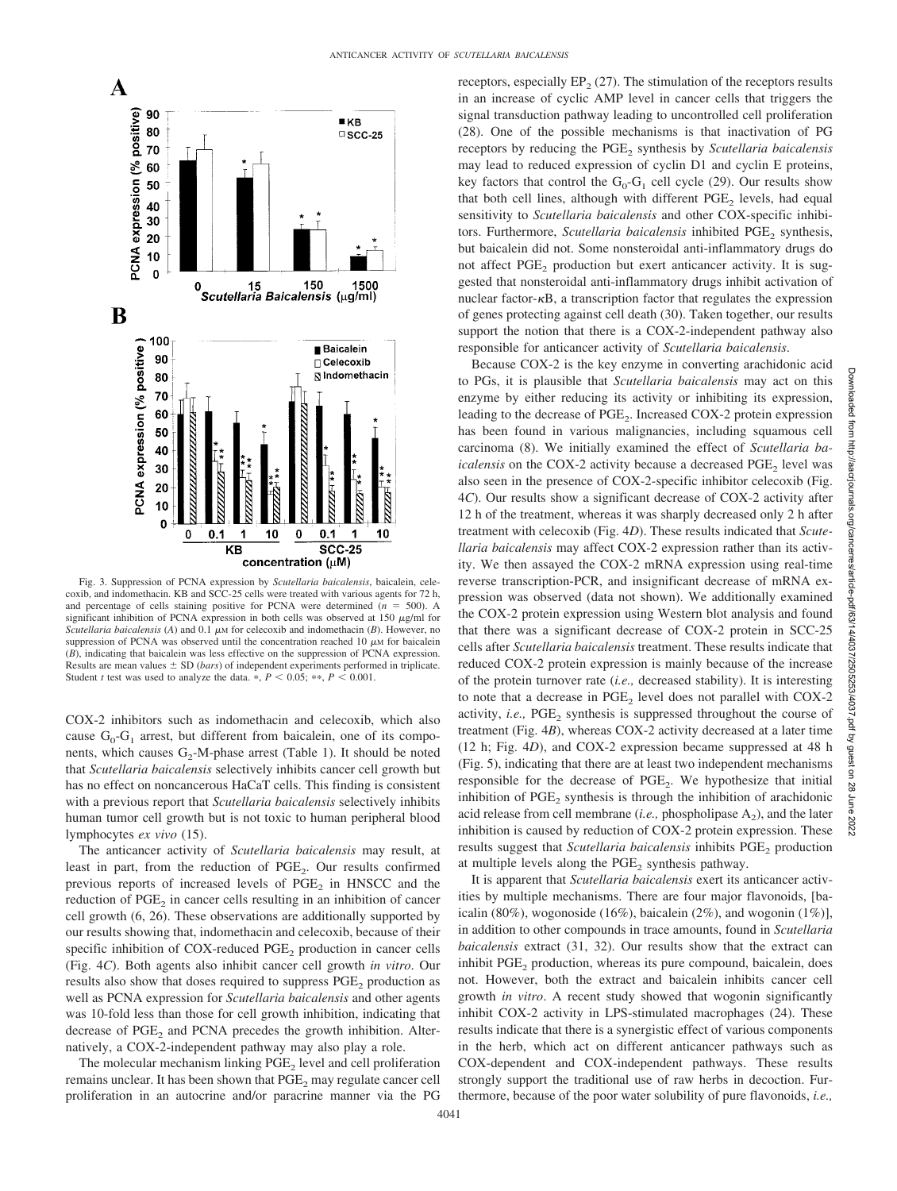Fig. 3. Suppression of PCNA expression by *Scutellaria baicalensis*, baicalein, celecoxib, and indomethacin. KB and SCC-25 cells were treated with various agents for 72 h, and percentage of cells staining positive for PCNA were determined ($n$ = 500). A significant inhibition of PCNA expression in both cells was observed at 150 μg/ml for *Scutellaria baicalensis* (*A*) and 0.1 μM for celecoxib and indomethacin (*B*). However, no suppression of PCNA was observed until the concentration reached 10 μM for baicalein (*B*), indicating that baicalein was less effective on the suppression of PCNA expression. Results are mean values ± SD (*bars*) of independent experiments performed in triplicate. Student *t* test was used to analyze the data. *, $P < 0.05$; **, $P < 0.001$.

COX-2 inhibitors such as indomethacin and celecoxib, which also cause $G_0$-$G_1$ arrest, but different from baicalein, one of its components, which causes $G_2$-M-phase arrest (Table 1). It should be noted that *Scutellaria baicalensis* selectively inhibits cancer cell growth but has no effect on noncancerous HaCaT cells. This finding is consistent with a previous report that *Scutellaria baicalensis* selectively inhibits human tumor cell growth but is not toxic to human peripheral blood lymphocytes *ex vivo* (15).

The anticancer activity of *Scutellaria baicalensis* may result, at least in part, from the reduction of $PGE_2$. Our results confirmed previous reports of increased levels of $PGE_2$ in HNSCC and the reduction of $PGE_2$ in cancer cells resulting in an inhibition of cancer cell growth (6, 26). These observations are additionally supported by our results showing that, indomethacin and celecoxib, because of their specific inhibition of COX-reduced $PGE_2$ production in cancer cells (Fig. 4*C*). Both agents also inhibit cancer cell growth *in vitro*. Our results also show that doses required to suppress $PGE_2$ production as well as PCNA expression for *Scutellaria baicalensis* and other agents was 10-fold less than those for cell growth inhibition, indicating that decrease of $PGE_2$ and PCNA precedes the growth inhibition. Alternatively, a COX-2-independent pathway may also play a role.

The molecular mechanism linking $PGE_2$ level and cell proliferation remains unclear. It has been shown that $PGE_2$ may regulate cancer cell proliferation in an autocrine and/or paracrine manner via the PG receptors, especially $EP_2$ (27). The stimulation of the receptors results in an increase of cyclic AMP level in cancer cells that triggers the signal transduction pathway leading to uncontrolled cell proliferation (28). One of the possible mechanisms is that inactivation of PG receptors by reducing the $PGE_2$ synthesis by *Scutellaria baicalensis* may lead to reduced expression of cyclin D1 and cyclin E proteins, key factors that control the $G_0$-$G_1$ cell cycle (29). Our results show that both cell lines, although with different $PGE_2$ levels, had equal sensitivity to *Scutellaria baicalensis* and other COX-specific inhibitors. Furthermore, *Scutellaria baicalensis* inhibited $PGE_2$ synthesis, but baicalein did not. Some nonsteroidal anti-inflammatory drugs do not affect $PGE_2$ production but exert anticancer activity. It is suggested that nonsteroidal anti-inflammatory drugs inhibit activation of nuclear factor-κB, a transcription factor that regulates the expression of genes protecting against cell death (30). Taken together, our results support the notion that there is a COX-2-independent pathway also responsible for anticancer activity of *Scutellaria baicalensis*.

Because COX-2 is the key enzyme in converting arachidonic acid to PGs, it is plausible that *Scutellaria baicalensis* may act on this enzyme by either reducing its activity or inhibiting its expression, leading to the decrease of $PGE_2$. Increased COX-2 protein expression has been found in various malignancies, including squamous cell carcinoma (8). We initially examined the effect of *Scutellaria baicalensis* on the COX-2 activity because a decreased $PGE_2$ level was also seen in the presence of COX-2-specific inhibitor celecoxib (Fig. 4*C*). Our results show a significant decrease of COX-2 activity after 12 h of the treatment, whereas it was sharply decreased only 2 h after treatment with celecoxib (Fig. 4*D*). These results indicated that *Scutellaria baicalensis* may affect COX-2 expression rather than its activity. We then assayed the COX-2 mRNA expression using real-time reverse transcription-PCR, and insignificant decrease of mRNA expression was observed (data not shown). We additionally examined the COX-2 protein expression using Western blot analysis and found that there was a significant decrease of COX-2 protein in SCC-25 cells after *Scutellaria baicalensis* treatment. These results indicate that reduced COX-2 protein expression is mainly because of the increase of the protein turnover rate (*i.e.,* decreased stability). It is interesting to note that a decrease in $PGE_2$ level does not parallel with COX-2 activity, *i.e.,* $PGE_2$ synthesis is suppressed throughout the course of treatment (Fig. 4*B*), whereas COX-2 activity decreased at a later time (12 h; Fig. 4*D*), and COX-2 expression became suppressed at 48 h (Fig. 5), indicating that there are at least two independent mechanisms responsible for the decrease of $PGE_2$. We hypothesize that initial inhibition of $PGE_2$ synthesis is through the inhibition of arachidonic acid release from cell membrane (*i.e.,* phospholipase $A_2$), and the later inhibition is caused by reduction of COX-2 protein expression. These results suggest that *Scutellaria baicalensis* inhibits $PGE_2$ production at multiple levels along the $PGE_2$ synthesis pathway.

It is apparent that *Scutellaria baicalensis* exert its anticancer activities by multiple mechanisms. There are four major flavonoids, [baicalin (80%), wogonoside (16%), baicalein (2%), and wogonin (1%)], in addition to other compounds in trace amounts, found in *Scutellaria baicalensis* extract (31, 32). Our results show that the extract can inhibit $PGE_2$ production, whereas its pure compound, baicalein, does not. However, both the extract and baicalein inhibits cancer cell growth *in vitro*. A recent study showed that wogonin significantly inhibit COX-2 activity in LPS-stimulated macrophages (24). These results indicate that there is a synergistic effect of various components in the herb, which act on different anticancer pathways such as COX-dependent and COX-independent pathways. These results strongly support the traditional use of raw herbs in decoction. Furthermore, because of the poor water solubility of pure flavonoids, *i.e.,*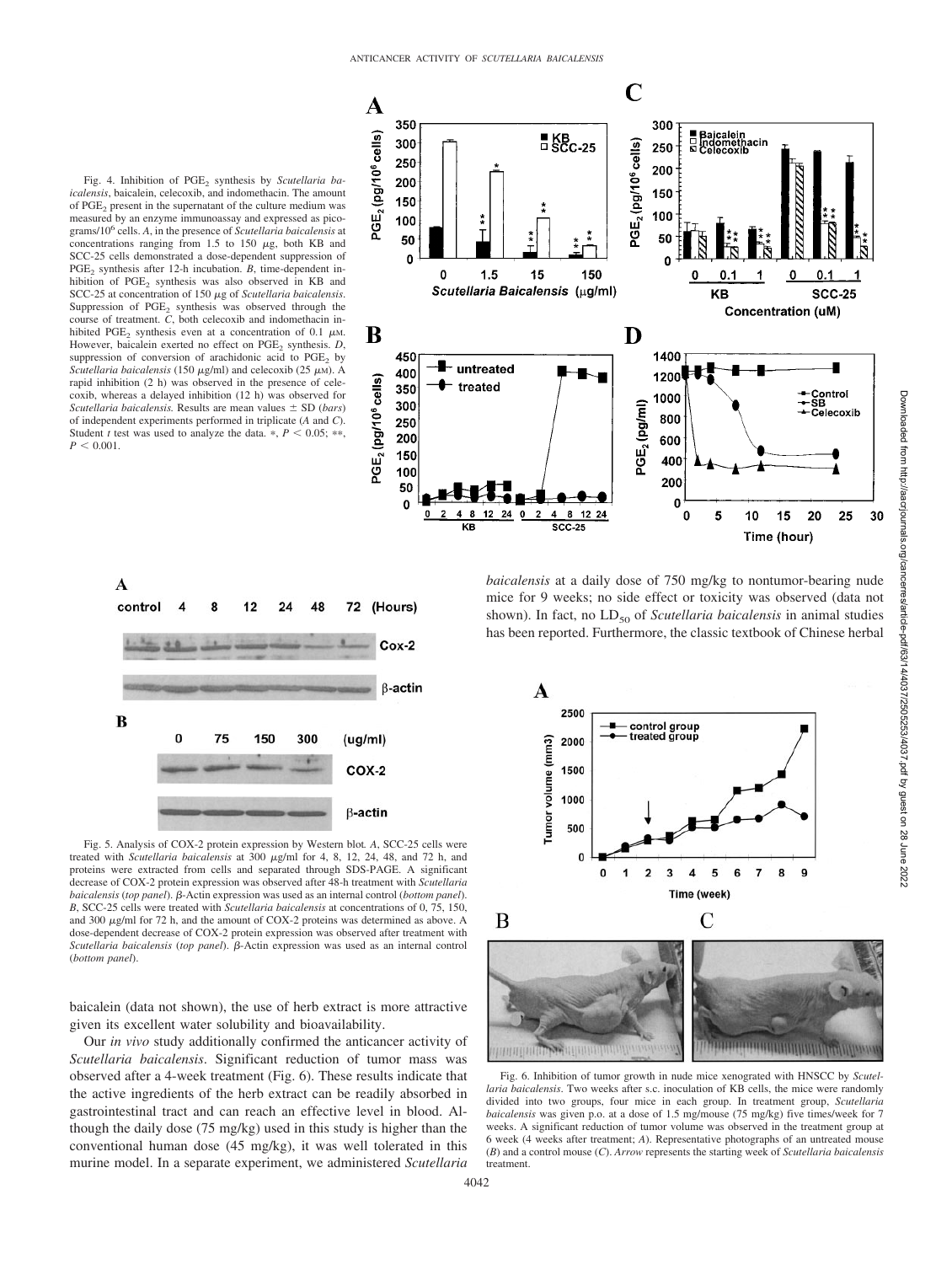Fig. 4. Inhibition of $PGE_2$ synthesis by *Scutellaria baicalensis*, baicalein, celecoxib, and indomethacin. The amount of $PGE_2$ present in the supernatant of the culture medium was measured by an enzyme immunoassay and expressed as picograms/$10^6$ cells. *A*, in the presence of *Scutellaria baicalensis* at concentrations ranging from 1.5 to 150 μg, both KB and SCC-25 cells demonstrated a dose-dependent suppression of $PGE_2$ synthesis after 12-h incubation. *B*, time-dependent inhibition of $PGE_2$ synthesis was also observed in KB and SCC-25 at concentration of 150 μg of *Scutellaria baicalensis*. Suppression of $PGE_2$ synthesis was observed through the course of treatment. *C*, both celecoxib and indomethacin inhibited $PGE_2$ synthesis even at a concentration of 0.1 μM. However, baicalein exerted no effect on $PGE_2$ synthesis. *D*, suppression of conversion of arachidonic acid to $PGE_2$ by *Scutellaria baicalensis* (150 μg/ml) and celecoxib (25 μM). A rapid inhibition (2 h) was observed in the presence of celecoxib, whereas a delayed inhibition (12 h) was observed for *Scutellaria baicalensis*. Results are mean values ± SD (*bars*) of independent experiments performed in triplicate (*A* and *C*). Student *t* test was used to analyze the data. *, $P < 0.05$; **, $P < 0.001$.

Fig. 5. Analysis of COX-2 protein expression by Western blot. *A*, SCC-25 cells were treated with *Scutellaria baicalensis* at 300 μg/ml for 4, 8, 12, 24, 48, and 72 h, and proteins were extracted from cells and separated through SDS-PAGE. A significant decrease of COX-2 protein expression was observed after 48-h treatment with *Scutellaria baicalensis* (*top panel*). β-Actin expression was used as an internal control (*bottom panel*). *B*, SCC-25 cells were treated with *Scutellaria baicalensis* at concentrations of 0, 75, 150, and 300 μg/ml for 72 h, and the amount of COX-2 proteins was determined as above. A dose-dependent decrease of COX-2 protein expression was observed after treatment with *Scutellaria baicalensis* (*top panel*). β-Actin expression was used as an internal control (*bottom panel*).

baicalein (data not shown), the use of herb extract is more attractive given its excellent water solubility and bioavailability.

Our *in vivo* study additionally confirmed the anticancer activity of *Scutellaria baicalensis*. Significant reduction of tumor mass was observed after a 4-week treatment (Fig. 6). These results indicate that the active ingredients of the herb extract can be readily absorbed in gastrointestinal tract and can reach an effective level in blood. Although the daily dose (75 mg/kg) used in this study is higher than the conventional human dose (45 mg/kg), it was well tolerated in this murine model. In a separate experiment, we administered *Scutellaria baicalensis* at a daily dose of 750 mg/kg to nontumor-bearing nude mice for 9 weeks; no side effect or toxicity was observed (data not shown). In fact, no $LD_{50}$ of *Scutellaria baicalensis* in animal studies has been reported. Furthermore, the classic textbook of Chinese herbal

Fig. 6. Inhibition of tumor growth in nude mice xenograted with HNSCC by *Scutellaria baicalensis*. Two weeks after s.c. inoculation of KB cells, the mice were randomly divided into two groups, four mice in each group. In treatment group, *Scutellaria baicalensis* was given p.o. at a dose of 1.5 mg/mouse (75 mg/kg) five times/week for 7 weeks. A significant reduction of tumor volume was observed in the treatment group at 6 week (4 weeks after treatment; *A*). Representative photographs of an untreated mouse (*B*) and a control mouse (*C*). *Arrow* represents the starting week of *Scutellaria baicalensis* treatment.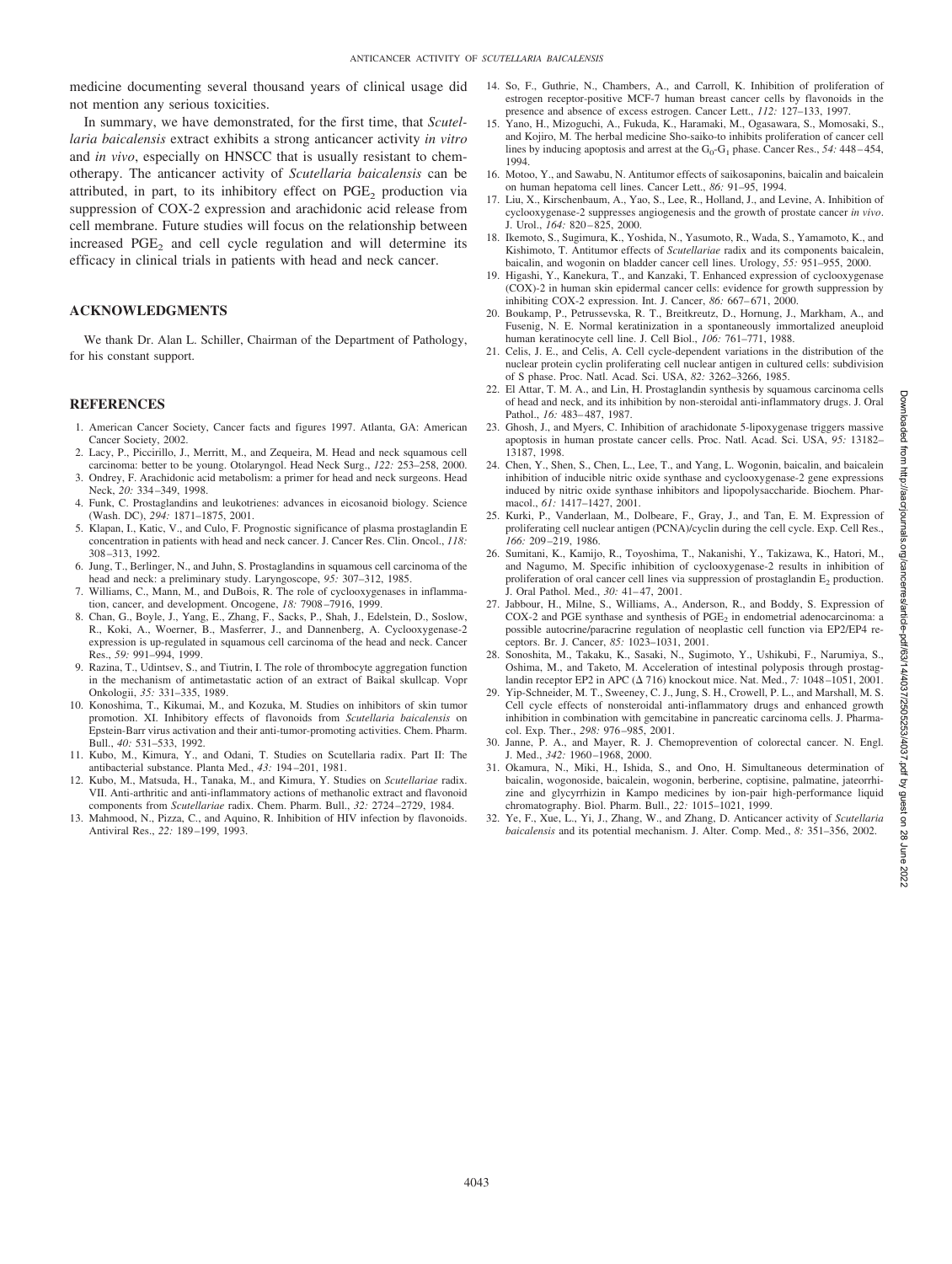medicine documenting several thousand years of clinical usage did not mention any serious toxicities.

In summary, we have demonstrated, for the first time, that *Scutellaria baicalensis* extract exhibits a strong anticancer activity *in vitro* and *in vivo*, especially on HNSCC that is usually resistant to chemotherapy. The anticancer activity of *Scutellaria baicalensis* can be attributed, in part, to its inhibitory effect on $PGE_2$ production via suppression of COX-2 expression and arachidonic acid release from cell membrane. Future studies will focus on the relationship between increased $PGE_2$ and cell cycle regulation and will determine its efficacy in clinical trials in patients with head and neck cancer.

## ACKNOWLEDGMENTS

We thank Dr. Alan L. Schiller, Chairman of the Department of Pathology, for his constant support.

## REFERENCES

1. American Cancer Society, Cancer facts and figures 1997. Atlanta, GA: American Cancer Society, 2002.
2. Lacy, P., Piccirillo, J., Merritt, M., and Zequeira, M. Head and neck squamous cell carcinoma: better to be young. Otolaryngol. Head Neck Surg., *122:* 253–258, 2000.
3. Ondrey, F. Arachidonic acid metabolism: a primer for head and neck surgeons. Head Neck, *20:* 334–349, 1998.
4. Funk, C. Prostaglandins and leukotrienes: advances in eicosanoid biology. Science (Wash. DC), *294:* 1871–1875, 2001.
5. Klapan, I., Katic, V., and Culo, F. Prognostic significance of plasma prostaglandin E concentration in patients with head and neck cancer. J. Cancer Res. Clin. Oncol., *118:* 308–313, 1992.
6. Jung, T., Berlinger, N., and Juhn, S. Prostaglandins in squamous cell carcinoma of the head and neck: a preliminary study. Laryngoscope, *95:* 307–312, 1985.
7. Williams, C., Mann, M., and DuBois, R. The role of cyclooxygenases in inflammation, cancer, and development. Oncogene, *18:* 7908–7916, 1999.
8. Chan, G., Boyle, J., Yang, E., Zhang, F., Sacks, P., Shah, J., Edelstein, D., Soslow, R., Koki, A., Woerner, B., Masferrer, J., and Dannenberg, A. Cyclooxygenase-2 expression is up-regulated in squamous cell carcinoma of the head and neck. Cancer Res., *59:* 991–994, 1999.
9. Razina, T., Udintsev, S., and Tiutrin, I. The role of thrombocyte aggregation function in the mechanism of antimetastatic action of an extract of Baikal skullcap. Vopr Onkologii, *35:* 331–335, 1989.
10. Konoshima, T., Kikumai, M., and Kozuka, M. Studies on inhibitors of skin tumor promotion. XI. Inhibitory effects of flavonoids from *Scutellaria baicalensis* on Epstein-Barr virus activation and their anti-tumor-promoting activities. Chem. Pharm. Bull., *40:* 531–533, 1992.
11. Kubo, M., Kimura, Y., and Odani, T. Studies on Scutellaria radix. Part II: The antibacterial substance. Planta Med., *43:* 194–201, 1981.
12. Kubo, M., Matsuda, H., Tanaka, M., and Kimura, Y. Studies on *Scutellariae* radix. VII. Anti-arthritic and anti-inflammatory actions of methanolic extract and flavonoid components from *Scutellariae* radix. Chem. Pharm. Bull., *32:* 2724–2729, 1984.
13. Mahmood, N., Pizza, C., and Aquino, R. Inhibition of HIV infection by flavonoids. Antiviral Res., *22:* 189–199, 1993.
14. So, F., Guthrie, N., Chambers, A., and Carroll, K. Inhibition of proliferation of estrogen receptor-positive MCF-7 human breast cancer cells by flavonoids in the presence and absence of excess estrogen. Cancer Lett., *112:* 127–133, 1997.
15. Yano, H., Mizoguchi, A., Fukuda, K., Haramaki, M., Ogasawara, S., Momosaki, S., and Kojiro, M. The herbal medicine Sho-saiko-to inhibits proliferation of cancer cell lines by inducing apoptosis and arrest at the $G_0$-$G_1$ phase. Cancer Res., *54:* 448–454, 1994.
16. Motoo, Y., and Sawabu, N. Antitumor effects of saikosaponins, baicalin and baicalein on human hepatoma cell lines. Cancer Lett., *86:* 91–95, 1994.
17. Liu, X., Kirschenbaum, A., Yao, S., Lee, R., Holland, J., and Levine, A. Inhibition of cyclooxygenase-2 suppresses angiogenesis and the growth of prostate cancer *in vivo*. J. Urol., *164:* 820–825, 2000.
18. Ikemoto, S., Sugimura, K., Yoshida, N., Yasumoto, R., Wada, S., Yamamoto, K., and Kishimoto, T. Antitumor effects of *Scutellariae* radix and its components baicalein, baicalin, and wogonin on bladder cancer cell lines. Urology, *55:* 951–955, 2000.
19. Higashi, Y., Kanekura, T., and Kanzaki, T. Enhanced expression of cyclooxygenase (COX)-2 in human skin epidermal cancer cells: evidence for growth suppression by inhibiting COX-2 expression. Int. J. Cancer, *86:* 667–671, 2000.
20. Boukamp, P., Petrussevska, R. T., Breitkreutz, D., Hornung, J., Markham, A., and Fusenig, N. E. Normal keratinization in a spontaneously immortalized aneuploid human keratinocyte cell line. J. Cell Biol., *106:* 761–771, 1988.
21. Celis, J. E., and Celis, A. Cell cycle-dependent variations in the distribution of the nuclear protein cyclin proliferating cell nuclear antigen in cultured cells: subdivision of S phase. Proc. Natl. Acad. Sci. USA, *82:* 3262–3266, 1985.
22. El Attar, T. M. A., and Lin, H. Prostaglandin synthesis by squamous carcinoma cells of head and neck, and its inhibition by non-steroidal anti-inflammatory drugs. J. Oral Pathol., *16:* 483–487, 1987.
23. Ghosh, J., and Myers, C. Inhibition of arachidonate 5-lipoxygenase triggers massive apoptosis in human prostate cancer cells. Proc. Natl. Acad. Sci. USA, *95:* 13182–13187, 1998.
24. Chen, Y., Shen, S., Chen, L., Lee, T., and Yang, L. Wogonin, baicalin, and baicalein inhibition of inducible nitric oxide synthase and cyclooxygenase-2 gene expressions induced by nitric oxide synthase inhibitors and lipopolysaccharide. Biochem. Pharmacol., *61:* 1417–1427, 2001.
25. Kurki, P., Vanderlaan, M., Dolbeare, F., Gray, J., and Tan, E. M. Expression of proliferating cell nuclear antigen (PCNA)/cyclin during the cell cycle. Exp. Cell Res., *166:* 209–219, 1986.
26. Sumitani, K., Kamijo, R., Toyoshima, T., Nakanishi, Y., Takizawa, K., Hatori, M., and Nagumo, M. Specific inhibition of cyclooxygenase-2 results in inhibition of proliferation of oral cancer cell lines via suppression of prostaglandin $E_2$ production. J. Oral Pathol. Med., *30:* 41–47, 2001.
27. Jabbour, H., Milne, S., Williams, A., Anderson, R., and Boddy, S. Expression of COX-2 and PGE synthase and synthesis of $PGE_2$ in endometrial adenocarcinoma: a possible autocrine/paracrine regulation of neoplastic cell function via EP2/EP4 receptors. Br. J. Cancer, *85:* 1023–1031, 2001.
28. Sonoshita, M., Takaku, K., Sasaki, N., Sugimoto, Y., Ushikubi, F., Narumiya, S., Oshima, M., and Taketo, M. Acceleration of intestinal polyposis through prostaglandin receptor EP2 in APC (Δ 716) knockout mice. Nat. Med., *7:* 1048–1051, 2001.
29. Yip-Schneider, M. T., Sweeney, C. J., Jung, S. H., Crowell, P. L., and Marshall, M. S. Cell cycle effects of nonsteroidal anti-inflammatory drugs and enhanced growth inhibition in combination with gemcitabine in pancreatic carcinoma cells. J. Pharmacol. Exp. Ther., *298:* 976–985, 2001.
30. Janne, P. A., and Mayer, R. J. Chemoprevention of colorectal cancer. N. Engl. J. Med., *342:* 1960–1968, 2000.
31. Okamura, N., Miki, H., Ishida, S., and Ono, H. Simultaneous determination of baicalin, wogonoside, baicalein, wogonin, berberine, coptisine, palmatine, jateorrhizine and glycyrrhizin in Kampo medicines by ion-pair high-performance liquid chromatography. Biol. Pharm. Bull., *22:* 1015–1021, 1999.
32. Ye, F., Xue, L., Yi, J., Zhang, W., and Zhang, D. Anticancer activity of *Scutellaria baicalensis* and its potential mechanism. J. Alter. Comp. Med., *8:* 351–356, 2002.